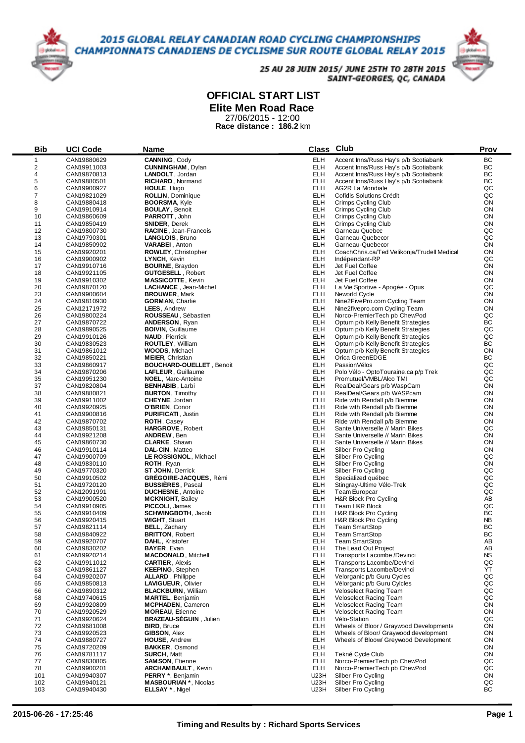# 2015 GLOBAL RELAY CANADIAN ROAD CYCLING CHAMPIONSHIPS
# CHAMPIONNATS CANADIENS DE CYCLISME SUR ROUTE GLOBAL RELAY 2015

**25 AU 28 JUIN 2015/ JUNE 25TH TO 28TH 2015**
**SAINT-GEORGES, QC, CANADA**

## OFFICIAL START LIST
## Elite Men Road Race

27/06/2015 - 12:00
**Race distance : 186.2 km**

| Bib | UCI Code | Name | Class | Club | Prov |
|---|---|---|---|---|---|
| 1 | CAN19880629 | **CANNING**, Cody | ELH | Accent Inns/Russ Hay's p/b Scotiabank | BC |
| 2 | CAN19911003 | **CUNNINGHAM**, Dylan | ELH | Accent Inns/Russ Hay's p/b Scotiabank | BC |
| 4 | CAN19870813 | **LANDOLT**, Jordan | ELH | Accent Inns/Russ Hay's p/b Scotiabank | BC |
| 5 | CAN19880501 | **RICHARD**, Normand | ELH | Accent Inns/Russ Hay's p/b Scotiabank | BC |
| 6 | CAN19900927 | **HOULE**, Hugo | ELH | AG2R La Mondiale | QC |
| 7 | CAN19821029 | **ROLLIN**, Dominique | ELH | Cofidis Solutions Crédit | QC |
| 8 | CAN19880418 | **BOORSMA**, Kyle | ELH | Crimps Cycling Club | ON |
| 9 | CAN19910914 | **BOULAY**, Benoit | ELH | Crimps Cycling Club | ON |
| 10 | CAN19860609 | **PARROTT**, John | ELH | Crimps Cycling Club | ON |
| 11 | CAN19850419 | **SNIDER**, Derek | ELH | Crimps Cycling Club | ON |
| 12 | CAN19800730 | **RACINE**, Jean-Francois | ELH | Garneau Quebec | QC |
| 13 | CAN19790301 | **LANGLOIS**, Bruno | ELH | Garneau-Quebecor | QC |
| 14 | CAN19850902 | **VARABEI**, Anton | ELH | Garneau-Quebecor | ON |
| 15 | CAN19920201 | **ROWLEY**, Christopher | ELH | CoachChris.ca/Ted Velikonja/Trudell Medical | ON |
| 16 | CAN19900902 | **LYNCH**, Kevin | ELH | Indépendant-RP | QC |
| 17 | CAN19910716 | **BOURNE**, Braydon | ELH | Jet Fuel Coffee | ON |
| 18 | CAN19921105 | **GUTGESELL**, Robert | ELH | Jet Fuel Coffee | ON |
| 19 | CAN19910302 | **MASSICOTTE**, Kevin | ELH | Jet Fuel Coffee | ON |
| 20 | CAN19870120 | **LACHANCE**, Jean-Michel | ELH | La Vie Sportive - Apogée - Opus | QC |
| 23 | CAN19900604 | **BROUWER**, Mark | ELH | Neworld Cycle | ON |
| 24 | CAN19810930 | **GORMAN**, Charlie | ELH | Nine2FivePro.com Cycling Team | ON |
| 25 | CAN12171972 | **LEES**, Andrew | ELH | Nine2fivepro.com Cycling Team | ON |
| 26 | CAN19800224 | **ROUSSEAU**, Sébastien | ELH | Norco-PremierTech pb ChewPod | QC |
| 27 | CAN19870722 | **ANDERSON**, Ryan | ELH | Optum p/b Kelly Benefit Strategies | BC |
| 28 | CAN19890525 | **BOIVIN**, Guillaume | ELH | Optum p/b Kelly Benefit Strategies | QC |
| 29 | CAN19910126 | **NAUD**, Pierrick | ELH | Optum p/b Kelly Benefit Strategies | QC |
| 30 | CAN19830523 | **ROUTLEY**, William | ELH | Optum p/b Kelly Benefit Strategies | BC |
| 31 | CAN19861012 | **WOODS**, Michael | ELH | Optum p/b Kelly Benefit Strategies | ON |
| 32 | CAN19850221 | **MEIER**, Christian | ELH | Orica GreenEDGE | BC |
| 33 | CAN19860917 | **BOUCHARD-OUELLET**, Benoit | ELH | PassionVélos | QC |
| 34 | CAN19870206 | **LAFLEUR**, Guillaume | ELH | Polo Vélo - OptoTouraine.ca p/p Trek | QC |
| 35 | CAN19951230 | **NOEL**, Marc-Antoine | ELH | Promutuel/VMBL/Alco TMI | QC |
| 37 | CAN19820804 | **BENHABIB**, Larbi | ELH | RealDeal/Gears p/b WaspCam | ON |
| 38 | CAN19880821 | **BURTON**, Timothy | ELH | RealDeal/Gears p/b WASPcam | ON |
| 39 | CAN19911002 | **CHEYNE**, Jordan | ELH | Ride with Rendall p/b Biemme | ON |
| 40 | CAN19920925 | **O'BRIEN**, Conor | ELH | Ride with Rendall p/b Biemme | ON |
| 41 | CAN19900816 | **PURIFICATI**, Justin | ELH | Ride with Rendall p/b Biemme | ON |
| 42 | CAN19870702 | **ROTH**, Casey | ELH | Ride with Rendall p/b Biemme | ON |
| 43 | CAN19850131 | **HARGROVE**, Robert | ELH | Sante Universelle // Marin Bikes | QC |
| 44 | CAN19921208 | **ANDREW**, Ben | ELH | Sante Universelle // Marin Bikes | ON |
| 45 | CAN19860730 | **CLARKE**, Shawn | ELH | Sante Universelle // Marin Bikes | ON |
| 46 | CAN19910114 | **DAL-CIN**, Matteo | ELH | Silber Pro Cycling | ON |
| 47 | CAN19900709 | **LE ROSSIGNOL**, Michael | ELH | Silber Pro Cycling | QC |
| 48 | CAN19830110 | **ROTH**, Ryan | ELH | Silber Pro Cycling | ON |
| 49 | CAN19770320 | **ST JOHN**, Derrick | ELH | Silber Pro Cycling | QC |
| 50 | CAN19910502 | **GRÉGOIRE-JACQUES**, Rémi | ELH | Specialized québec | QC |
| 51 | CAN19720120 | **BUSSIÈRES**, Pascal | ELH | Stingray-Ultime Vélo-Trek | QC |
| 52 | CAN12091991 | **DUCHESNE**, Antoine | ELH | Team Europcar | QC |
| 53 | CAN19900520 | **MCKNIGHT**, Bailey | ELH | H&R Block Pro Cycling | AB |
| 54 | CAN19910905 | **PICCOLI**, James | ELH | Team H&R Block | QC |
| 55 | CAN19910409 | **SCHWINGBOTH**, Jacob | ELH | H&R Block Pro Cycling | BC |
| 56 | CAN19920415 | **WIGHT**, Stuart | ELH | H&R Block Pro Cycling | NB |
| 57 | CAN19821114 | **BELL**, Zachary | ELH | Team SmartStop | BC |
| 58 | CAN19840922 | **BRITTON**, Robert | ELH | Team SmartStop | BC |
| 59 | CAN19920707 | **DAHL**, Kristofer | ELH | Team SmartStop | AB |
| 60 | CAN19830202 | **BAYER**, Evan | ELH | The Lead Out Project | AB |
| 61 | CAN19920214 | **MACDONALD**, Mitchell | ELH | Transports Lacombe/Devinci | NS |
| 62 | CAN19911012 | **CARTIER**, Alexis | ELH | Transports Lacombe/Devinci | QC |
| 63 | CAN19861127 | **KEEPING**, Stephen | ELH | Transports Lacombe/Devinci | YT |
| 64 | CAN19920207 | **ALLARD**, Philippe | ELH | Velorganic p/b Guru Cycles | QC |
| 65 | CAN19850813 | **LAVIGUEUR**, Olivier | ELH | Vélorganic p/b Guru Cylcles | QC |
| 66 | CAN19890312 | **BLACKBURN**, William | ELH | Veloselect Racing Team | QC |
| 68 | CAN19740615 | **MARTEL**, Benjamin | ELH | Veloselect Racing Team | QC |
| 69 | CAN19920809 | **MCPHADEN**, Cameron | ELH | Veloselect Racing Team | ON |
| 70 | CAN19920529 | **MOREAU**, Etienne | ELH | Veloselect Racing Team | ON |
| 71 | CAN19920624 | **BRAZEAU-SÉGUIN**, Julien | ELH | Vélo-Station | QC |
| 72 | CAN19681008 | **BIRD**, Bruce | ELH | Wheels of Bloor / Graywood Developments | ON |
| 73 | CAN19920523 | **GIBSON**, Alex | ELH | Wheels of Bloor/ Graywood development | ON |
| 74 | CAN19880727 | **HOUSE**, Andrew | ELH | Wheels of Bloow/ Greywood Development | ON |
| 75 | CAN19720209 | **BAKKER**, Osmond | ELH | | ON |
| 76 | CAN19781117 | **SURCH**, Matt | ELH | Tekné Cycle Club | ON |
| 77 | CAN19830805 | **SAMSON**, Étienne | ELH | Norco-PremierTech pb ChewPod | QC |
| 78 | CAN19900201 | **ARCHAMBAULT**, Kevin | ELH | Norco-PremierTech pb ChewPod | QC |
| 101 | CAN19940307 | **PERRY** *, Benjamin | U23H | Silber Pro Cycling | ON |
| 102 | CAN19940121 | **MASBOURIAN** *, Nicolas | U23H | Silber Pro Cycling | QC |
| 103 | CAN19940430 | **ELLSAY** *, Nigel | U23H | Silber Pro Cycling | BC |

**2015-06-26 - 17:25:46**

**Timing and Results by : Richard Sports Services**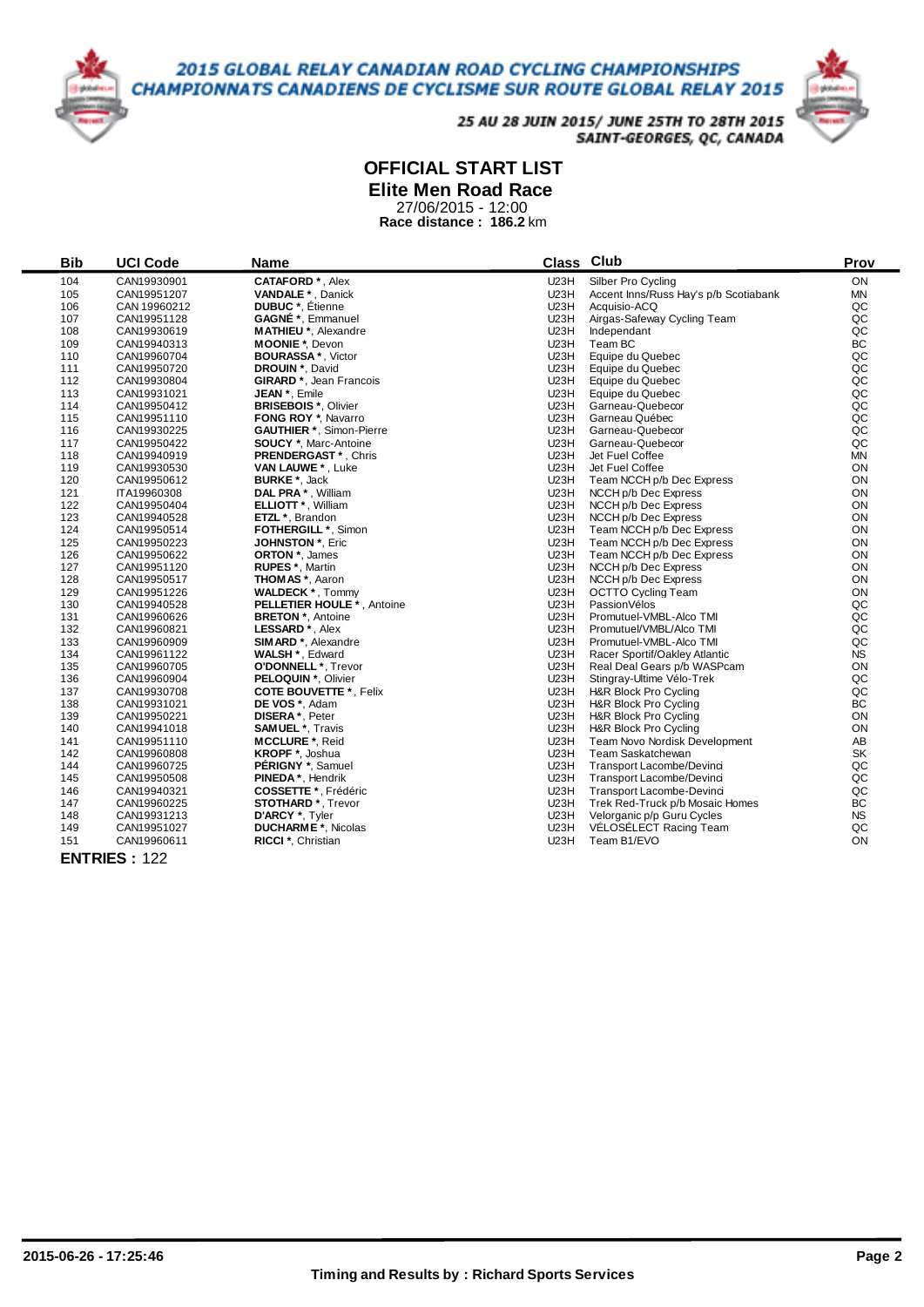2015 GLOBAL RELAY CANADIAN ROAD CYCLING CHAMPIONSHIPS
CHAMPIONNATS CANADIENS DE CYCLISME SUR ROUTE GLOBAL RELAY 2015

25 AU 28 JUIN 2015/ JUNE 25TH TO 28TH 2015
SAINT-GEORGES, QC, CANADA

# OFFICIAL START LIST

## Elite Men Road Race

27/06/2015 - 12:00

**Race distance : 186.2** km

| Bib | UCI Code | Name | Class | Club | Prov |
|---|---|---|---|---|---|
| 104 | CAN19930901 | **CATAFORD \***, Alex | U23H | Silber Pro Cycling | ON |
| 105 | CAN19951207 | **VANDALE \***, Danick | U23H | Accent Inns/Russ Hay's p/b Scotiabank | MN |
| 106 | CAN 19960212 | **DUBUC \***, Étienne | U23H | Acquisio-ACQ | QC |
| 107 | CAN19951128 | **GAGNÉ \***, Emmanuel | U23H | Airgas-Safeway Cycling Team | QC |
| 108 | CAN19930619 | **MATHIEU \***, Alexandre | U23H | Independant | QC |
| 109 | CAN19940313 | **MOONIE \***, Devon | U23H | Team BC | BC |
| 110 | CAN19960704 | **BOURASSA \***, Victor | U23H | Equipe du Quebec | QC |
| 111 | CAN19950720 | **DROUIN \***, David | U23H | Equipe du Quebec | QC |
| 112 | CAN19930804 | **GIRARD \***, Jean Francois | U23H | Equipe du Quebec | QC |
| 113 | CAN19931021 | **JEAN \***, Emile | U23H | Equipe du Quebec | QC |
| 114 | CAN19950412 | **BRISEBOIS \***, Olivier | U23H | Garneau-Quebecor | QC |
| 115 | CAN19951110 | **FONG ROY \***, Navarro | U23H | Garneau Québec | QC |
| 116 | CAN19930225 | **GAUTHIER \***, Simon-Pierre | U23H | Garneau-Quebecor | QC |
| 117 | CAN19950422 | **SOUCY \***, Marc-Antoine | U23H | Garneau-Quebecor | QC |
| 118 | CAN19940919 | **PRENDERGAST \***, Chris | U23H | Jet Fuel Coffee | MN |
| 119 | CAN19930530 | **VAN LAUWE \***, Luke | U23H | Jet Fuel Coffee | ON |
| 120 | CAN19950612 | **BURKE \***, Jack | U23H | Team NCCH p/b Dec Express | ON |
| 121 | ITA19960308 | **DAL PRA \***, William | U23H | NCCH p/b Dec Express | ON |
| 122 | CAN19950404 | **ELLIOTT \***, William | U23H | NCCH p/b Dec Express | ON |
| 123 | CAN19940528 | **ETZL \***, Brandon | U23H | NCCH p/b Dec Express | ON |
| 124 | CAN19950514 | **FOTHERGILL \***, Simon | U23H | Team NCCH p/b Dec Express | ON |
| 125 | CAN19950223 | **JOHNSTON \***, Eric | U23H | Team NCCH p/b Dec Express | ON |
| 126 | CAN19950622 | **ORTON \***, James | U23H | Team NCCH p/b Dec Express | ON |
| 127 | CAN19951120 | **RUPES \***, Martin | U23H | NCCH p/b Dec Express | ON |
| 128 | CAN19950517 | **THOMAS \***, Aaron | U23H | NCCH p/b Dec Express | ON |
| 129 | CAN19951226 | **WALDECK \***, Tommy | U23H | OCTTO Cycling Team | ON |
| 130 | CAN19940528 | **PELLETIER HOULE \***, Antoine | U23H | PassionVélos | QC |
| 131 | CAN19960626 | **BRETON \***, Antoine | U23H | Promutuel-VMBL-Alco TMI | QC |
| 132 | CAN19960821 | **LESSARD \***, Alex | U23H | Promutuel/VMBL/Alco TMI | QC |
| 133 | CAN19960909 | **SIMARD \***, Alexandre | U23H | Promutuel-VMBL-Alco TMI | QC |
| 134 | CAN19961122 | **WALSH \***, Edward | U23H | Racer Sportif/Oakley Atlantic | NS |
| 135 | CAN19960705 | **O'DONNELL \***, Trevor | U23H | Real Deal Gears p/b WASPcam | ON |
| 136 | CAN19960904 | **PELOQUIN \***, Olivier | U23H | Stingray-Ultime Vélo-Trek | QC |
| 137 | CAN19930708 | **COTE BOUVETTE \***, Felix | U23H | H&R Block Pro Cycling | QC |
| 138 | CAN19931021 | **DE VOS \***, Adam | U23H | H&R Block Pro Cycling | BC |
| 139 | CAN19950221 | **DISERA \***, Peter | U23H | H&R Block Pro Cycling | ON |
| 140 | CAN19941018 | **SAMUEL \***, Travis | U23H | H&R Block Pro Cycling | ON |
| 141 | CAN19951110 | **MCCLURE \***, Reid | U23H | Team Novo Nordisk Development | AB |
| 142 | CAN19960808 | **KROPF \***, Joshua | U23H | Team Saskatchewan | SK |
| 144 | CAN19960725 | **PÉRIGNY \***, Samuel | U23H | Transport Lacombe/Devinci | QC |
| 145 | CAN19950508 | **PINEDA \***, Hendrik | U23H | Transport Lacombe/Devinci | QC |
| 146 | CAN19940321 | **COSSETTE \***, Frédéric | U23H | Transport Lacombe-Devinci | QC |
| 147 | CAN19960225 | **STOTHARD \***, Trevor | U23H | Trek Red-Truck p/b Mosaic Homes | BC |
| 148 | CAN19931213 | **D'ARCY \***, Tyler | U23H | Velorganic p/p Guru Cycles | NS |
| 149 | CAN19951027 | **DUCHARME \***, Nicolas | U23H | VÉLOSÉLECT Racing Team | QC |
| 151 | CAN19960611 | **RICCI \***, Christian | U23H | Team B1/EVO | ON |

**ENTRIES :** 122

2015-06-26 - 17:25:46

Timing and Results by : Richard Sports Services